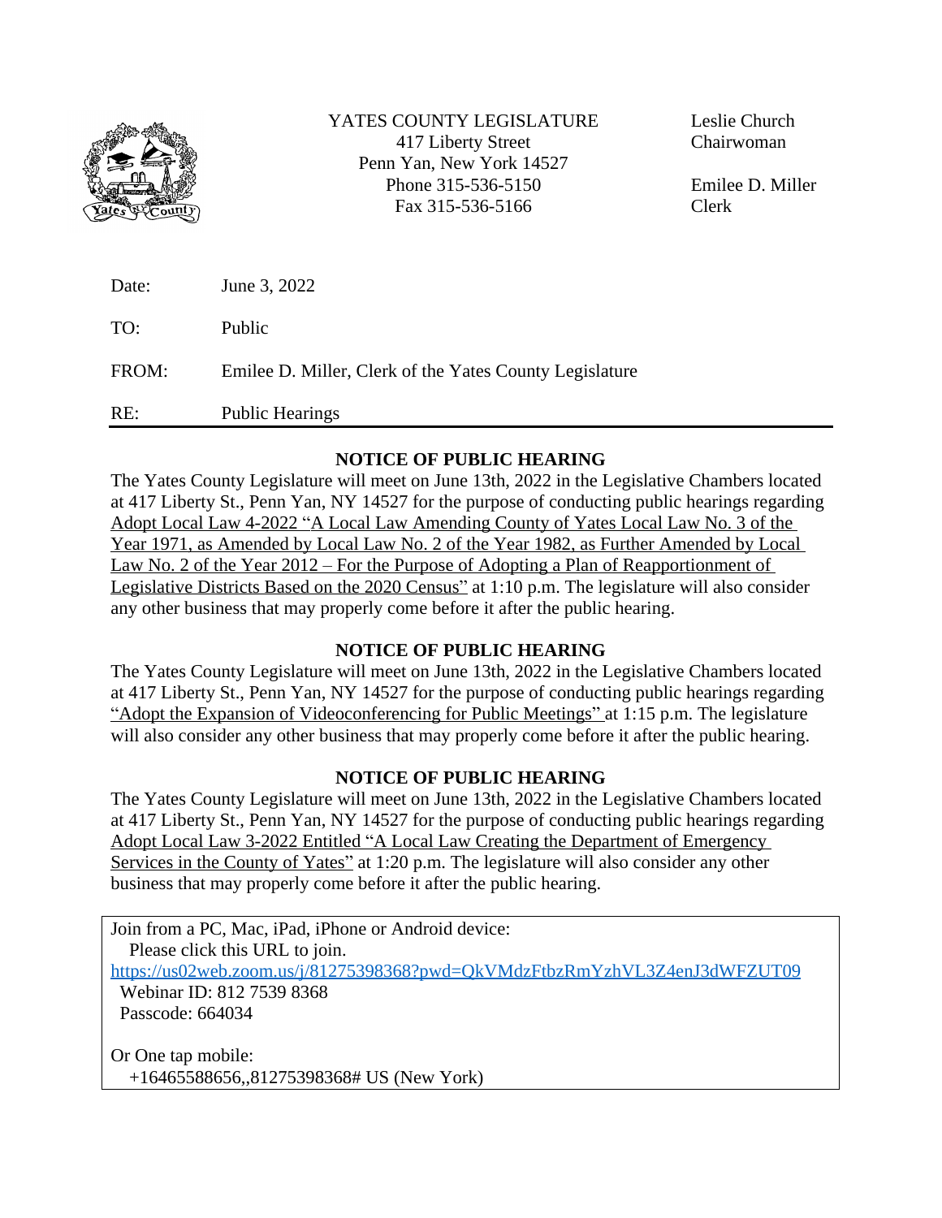YATES COUNTY LEGISLATURE
417 Liberty Street
Penn Yan, New York 14527
Phone 315-536-5150
Fax 315-536-5166

Leslie Church
Chairwoman

Emilee D. Miller
Clerk

Date: June 3, 2022

TO: Public

FROM: Emilee D. Miller, Clerk of the Yates County Legislature

RE: Public Hearings

---

**NOTICE OF PUBLIC HEARING**

The Yates County Legislature will meet on June 13th, 2022 in the Legislative Chambers located at 417 Liberty St., Penn Yan, NY 14527 for the purpose of conducting public hearings regarding Adopt Local Law 4-2022 "A Local Law Amending County of Yates Local Law No. 3 of the Year 1971, as Amended by Local Law No. 2 of the Year 1982, as Further Amended by Local Law No. 2 of the Year 2012 – For the Purpose of Adopting a Plan of Reapportionment of Legislative Districts Based on the 2020 Census" at 1:10 p.m. The legislature will also consider any other business that may properly come before it after the public hearing.

**NOTICE OF PUBLIC HEARING**

The Yates County Legislature will meet on June 13th, 2022 in the Legislative Chambers located at 417 Liberty St., Penn Yan, NY 14527 for the purpose of conducting public hearings regarding "Adopt the Expansion of Videoconferencing for Public Meetings" at 1:15 p.m. The legislature will also consider any other business that may properly come before it after the public hearing.

**NOTICE OF PUBLIC HEARING**

The Yates County Legislature will meet on June 13th, 2022 in the Legislative Chambers located at 417 Liberty St., Penn Yan, NY 14527 for the purpose of conducting public hearings regarding Adopt Local Law 3-2022 Entitled "A Local Law Creating the Department of Emergency Services in the County of Yates" at 1:20 p.m. The legislature will also consider any other business that may properly come before it after the public hearing.

Join from a PC, Mac, iPad, iPhone or Android device:
Please click this URL to join.
https://us02web.zoom.us/j/81275398368?pwd=QkVMdzFtbzRmYzhVL3Z4enJ3dWFZUT09
Webinar ID: 812 7539 8368
Passcode: 664034

Or One tap mobile:
+16465588656,,81275398368# US (New York)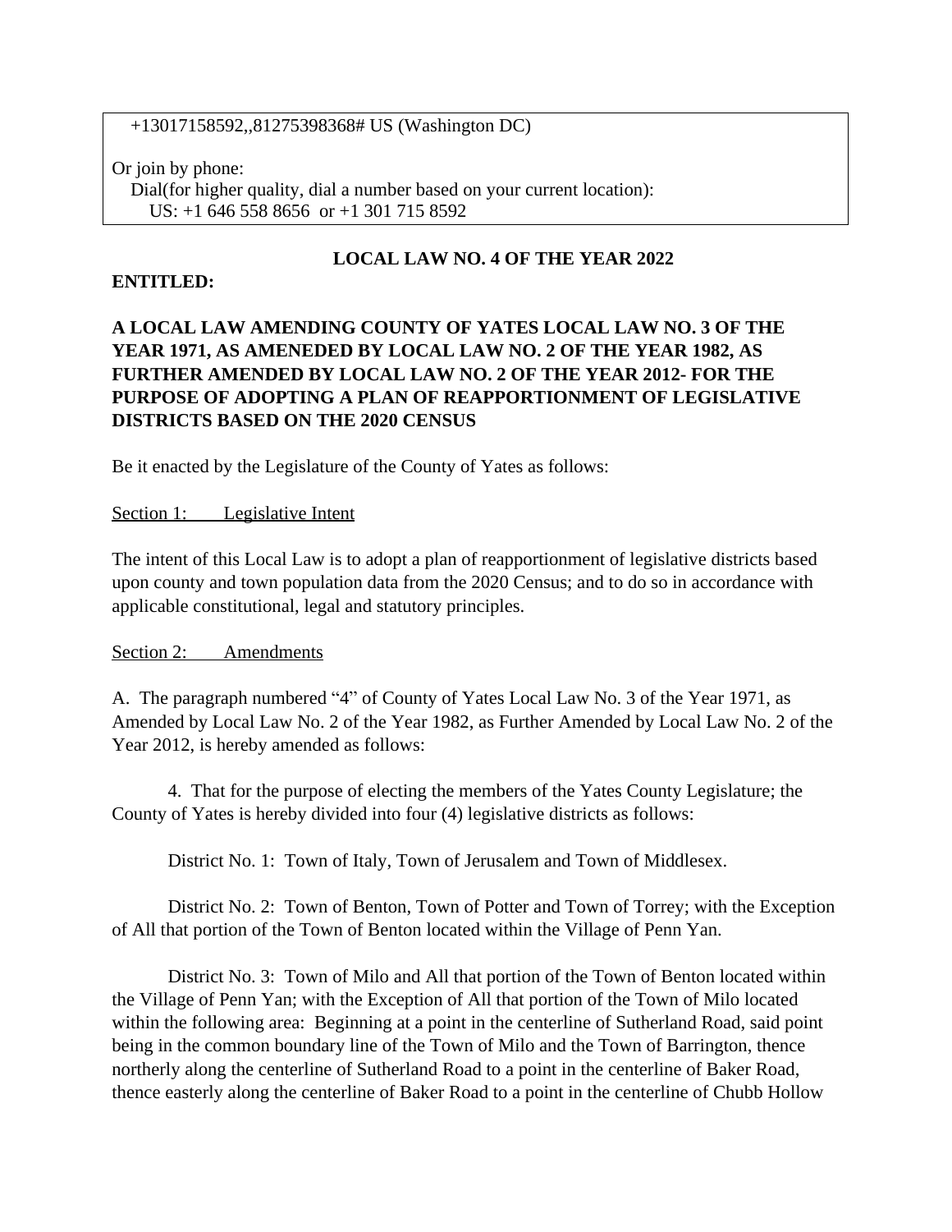+13017158592,,81275398368# US (Washington DC)

Or join by phone:
Dial(for higher quality, dial a number based on your current location):
US: +1 646 558 8656 or +1 301 715 8592

**LOCAL LAW NO. 4 OF THE YEAR 2022**

**ENTITLED:**

**A LOCAL LAW AMENDING COUNTY OF YATES LOCAL LAW NO. 3 OF THE YEAR 1971, AS AMENEDED BY LOCAL LAW NO. 2 OF THE YEAR 1982, AS FURTHER AMENDED BY LOCAL LAW NO. 2 OF THE YEAR 2012- FOR THE PURPOSE OF ADOPTING A PLAN OF REAPPORTIONMENT OF LEGISLATIVE DISTRICTS BASED ON THE 2020 CENSUS**

Be it enacted by the Legislature of the County of Yates as follows:

Section 1: Legislative Intent

The intent of this Local Law is to adopt a plan of reapportionment of legislative districts based upon county and town population data from the 2020 Census; and to do so in accordance with applicable constitutional, legal and statutory principles.

Section 2: Amendments

A. The paragraph numbered "4" of County of Yates Local Law No. 3 of the Year 1971, as Amended by Local Law No. 2 of the Year 1982, as Further Amended by Local Law No. 2 of the Year 2012, is hereby amended as follows:

4. That for the purpose of electing the members of the Yates County Legislature; the County of Yates is hereby divided into four (4) legislative districts as follows:

District No. 1: Town of Italy, Town of Jerusalem and Town of Middlesex.

District No. 2: Town of Benton, Town of Potter and Town of Torrey; with the Exception of All that portion of the Town of Benton located within the Village of Penn Yan.

District No. 3: Town of Milo and All that portion of the Town of Benton located within the Village of Penn Yan; with the Exception of All that portion of the Town of Milo located within the following area: Beginning at a point in the centerline of Sutherland Road, said point being in the common boundary line of the Town of Milo and the Town of Barrington, thence northerly along the centerline of Sutherland Road to a point in the centerline of Baker Road, thence easterly along the centerline of Baker Road to a point in the centerline of Chubb Hollow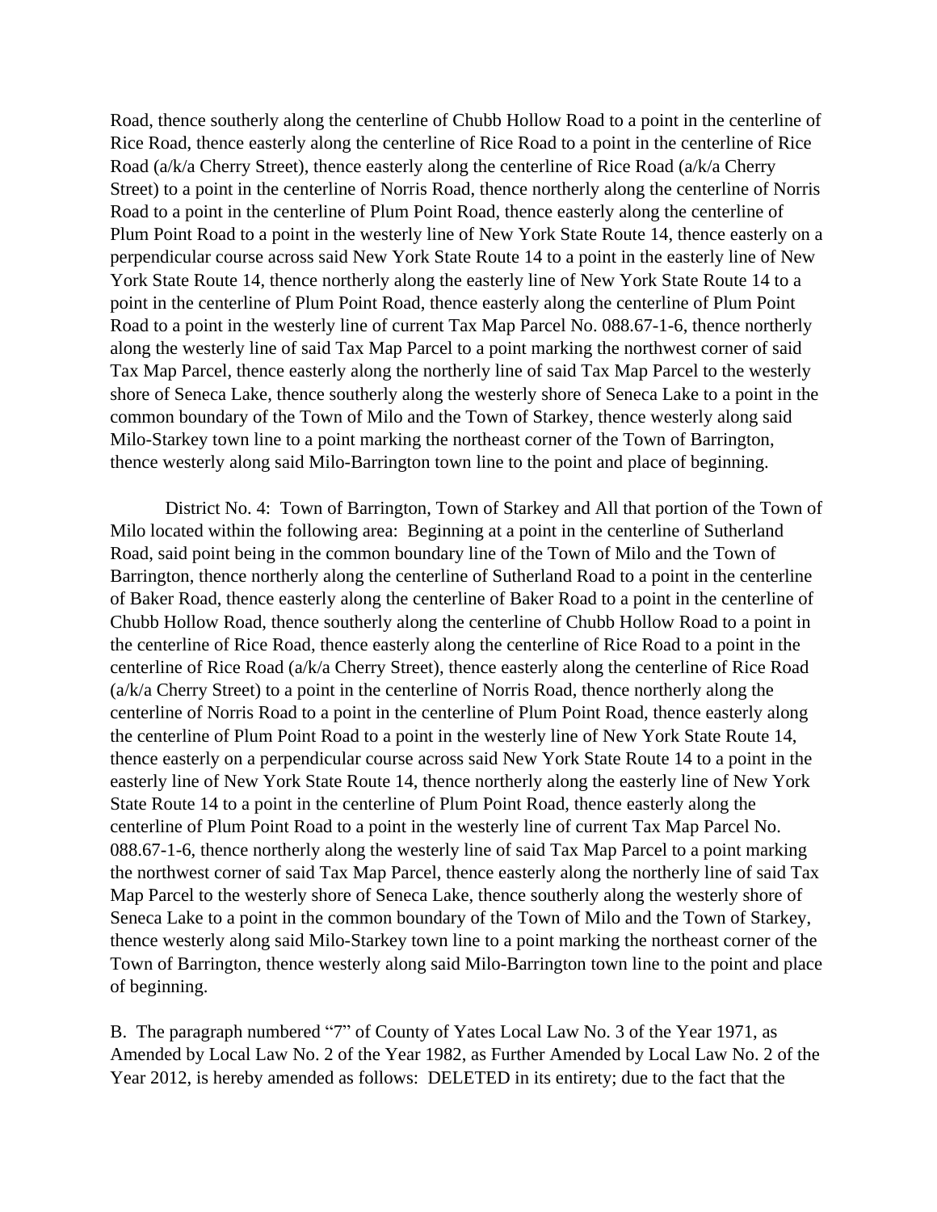Road, thence southerly along the centerline of Chubb Hollow Road to a point in the centerline of Rice Road, thence easterly along the centerline of Rice Road to a point in the centerline of Rice Road (a/k/a Cherry Street), thence easterly along the centerline of Rice Road (a/k/a Cherry Street) to a point in the centerline of Norris Road, thence northerly along the centerline of Norris Road to a point in the centerline of Plum Point Road, thence easterly along the centerline of Plum Point Road to a point in the westerly line of New York State Route 14, thence easterly on a perpendicular course across said New York State Route 14 to a point in the easterly line of New York State Route 14, thence northerly along the easterly line of New York State Route 14 to a point in the centerline of Plum Point Road, thence easterly along the centerline of Plum Point Road to a point in the westerly line of current Tax Map Parcel No. 088.67-1-6, thence northerly along the westerly line of said Tax Map Parcel to a point marking the northwest corner of said Tax Map Parcel, thence easterly along the northerly line of said Tax Map Parcel to the westerly shore of Seneca Lake, thence southerly along the westerly shore of Seneca Lake to a point in the common boundary of the Town of Milo and the Town of Starkey, thence westerly along said Milo-Starkey town line to a point marking the northeast corner of the Town of Barrington, thence westerly along said Milo-Barrington town line to the point and place of beginning.

District No. 4: Town of Barrington, Town of Starkey and All that portion of the Town of Milo located within the following area: Beginning at a point in the centerline of Sutherland Road, said point being in the common boundary line of the Town of Milo and the Town of Barrington, thence northerly along the centerline of Sutherland Road to a point in the centerline of Baker Road, thence easterly along the centerline of Baker Road to a point in the centerline of Chubb Hollow Road, thence southerly along the centerline of Chubb Hollow Road to a point in the centerline of Rice Road, thence easterly along the centerline of Rice Road to a point in the centerline of Rice Road (a/k/a Cherry Street), thence easterly along the centerline of Rice Road (a/k/a Cherry Street) to a point in the centerline of Norris Road, thence northerly along the centerline of Norris Road to a point in the centerline of Plum Point Road, thence easterly along the centerline of Plum Point Road to a point in the westerly line of New York State Route 14, thence easterly on a perpendicular course across said New York State Route 14 to a point in the easterly line of New York State Route 14, thence northerly along the easterly line of New York State Route 14 to a point in the centerline of Plum Point Road, thence easterly along the centerline of Plum Point Road to a point in the westerly line of current Tax Map Parcel No. 088.67-1-6, thence northerly along the westerly line of said Tax Map Parcel to a point marking the northwest corner of said Tax Map Parcel, thence easterly along the northerly line of said Tax Map Parcel to the westerly shore of Seneca Lake, thence southerly along the westerly shore of Seneca Lake to a point in the common boundary of the Town of Milo and the Town of Starkey, thence westerly along said Milo-Starkey town line to a point marking the northeast corner of the Town of Barrington, thence westerly along said Milo-Barrington town line to the point and place of beginning.

B. The paragraph numbered "7" of County of Yates Local Law No. 3 of the Year 1971, as Amended by Local Law No. 2 of the Year 1982, as Further Amended by Local Law No. 2 of the Year 2012, is hereby amended as follows: DELETED in its entirety; due to the fact that the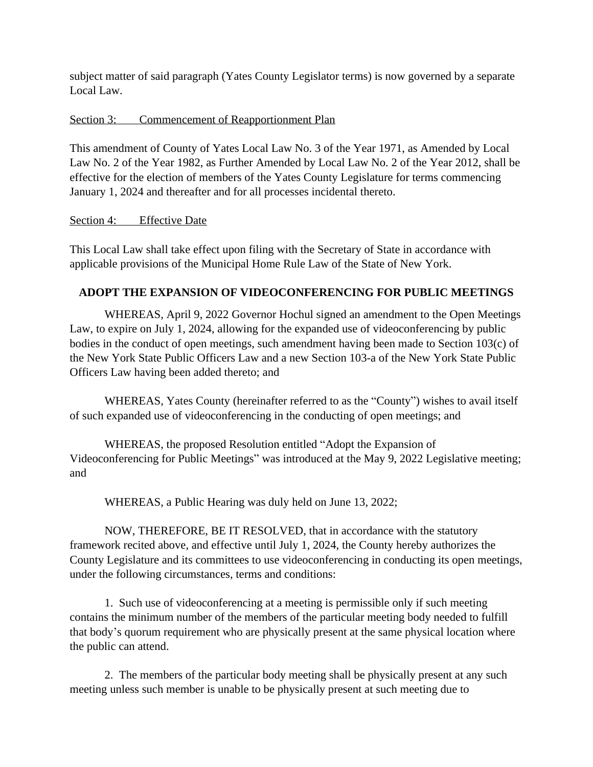subject matter of said paragraph (Yates County Legislator terms) is now governed by a separate Local Law.

<u>Section 3: Commencement of Reapportionment Plan</u>

This amendment of County of Yates Local Law No. 3 of the Year 1971, as Amended by Local Law No. 2 of the Year 1982, as Further Amended by Local Law No. 2 of the Year 2012, shall be effective for the election of members of the Yates County Legislature for terms commencing January 1, 2024 and thereafter and for all processes incidental thereto.

<u>Section 4: Effective Date</u>

This Local Law shall take effect upon filing with the Secretary of State in accordance with applicable provisions of the Municipal Home Rule Law of the State of New York.

## ADOPT THE EXPANSION OF VIDEOCONFERENCING FOR PUBLIC MEETINGS

WHEREAS, April 9, 2022 Governor Hochul signed an amendment to the Open Meetings Law, to expire on July 1, 2024, allowing for the expanded use of videoconferencing by public bodies in the conduct of open meetings, such amendment having been made to Section 103(c) of the New York State Public Officers Law and a new Section 103-a of the New York State Public Officers Law having been added thereto; and

WHEREAS, Yates County (hereinafter referred to as the "County") wishes to avail itself of such expanded use of videoconferencing in the conducting of open meetings; and

WHEREAS, the proposed Resolution entitled "Adopt the Expansion of Videoconferencing for Public Meetings" was introduced at the May 9, 2022 Legislative meeting; and

WHEREAS, a Public Hearing was duly held on June 13, 2022;

NOW, THEREFORE, BE IT RESOLVED, that in accordance with the statutory framework recited above, and effective until July 1, 2024, the County hereby authorizes the County Legislature and its committees to use videoconferencing in conducting its open meetings, under the following circumstances, terms and conditions:

1. Such use of videoconferencing at a meeting is permissible only if such meeting contains the minimum number of the members of the particular meeting body needed to fulfill that body's quorum requirement who are physically present at the same physical location where the public can attend.

2. The members of the particular body meeting shall be physically present at any such meeting unless such member is unable to be physically present at such meeting due to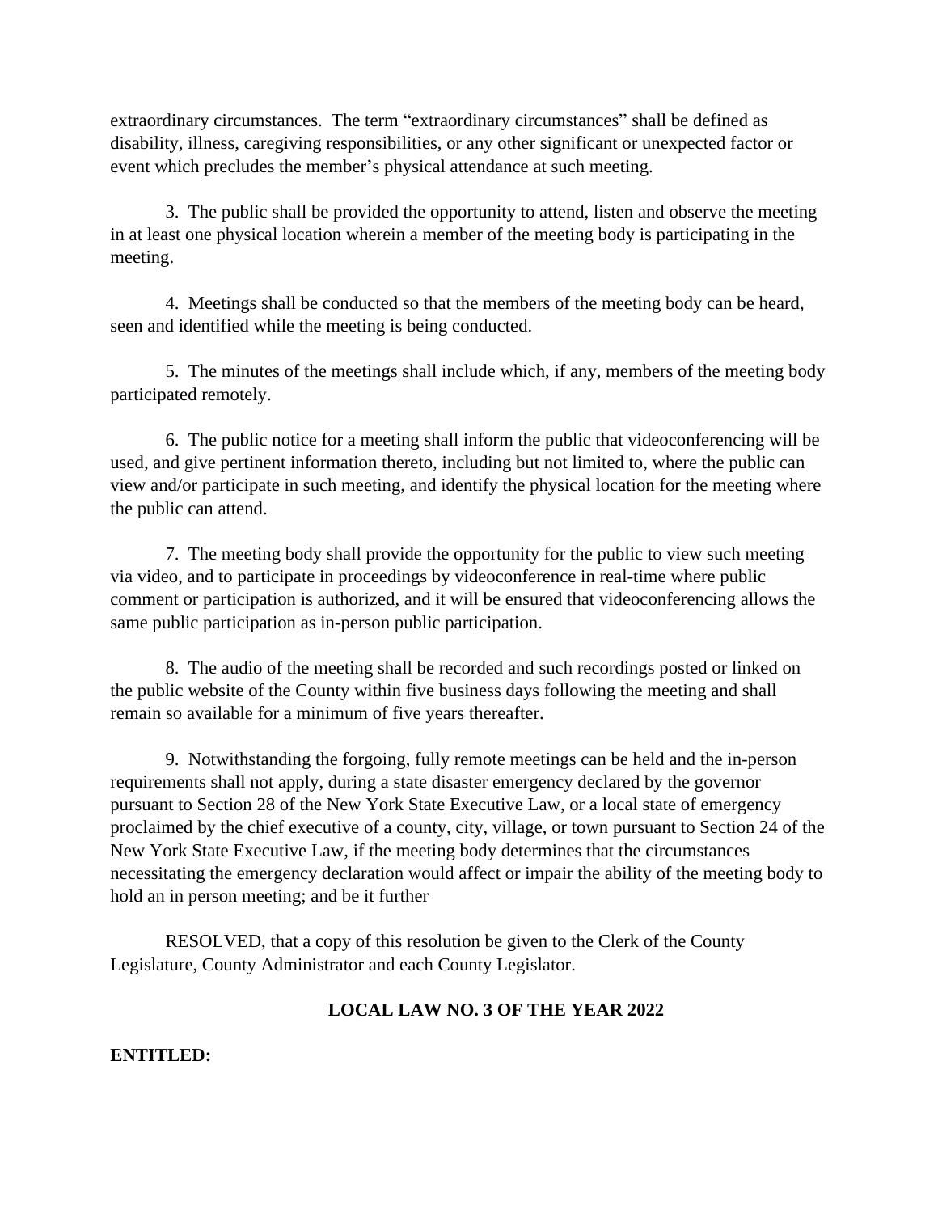extraordinary circumstances. The term "extraordinary circumstances" shall be defined as disability, illness, caregiving responsibilities, or any other significant or unexpected factor or event which precludes the member's physical attendance at such meeting.

3. The public shall be provided the opportunity to attend, listen and observe the meeting in at least one physical location wherein a member of the meeting body is participating in the meeting.

4. Meetings shall be conducted so that the members of the meeting body can be heard, seen and identified while the meeting is being conducted.

5. The minutes of the meetings shall include which, if any, members of the meeting body participated remotely.

6. The public notice for a meeting shall inform the public that videoconferencing will be used, and give pertinent information thereto, including but not limited to, where the public can view and/or participate in such meeting, and identify the physical location for the meeting where the public can attend.

7. The meeting body shall provide the opportunity for the public to view such meeting via video, and to participate in proceedings by videoconference in real-time where public comment or participation is authorized, and it will be ensured that videoconferencing allows the same public participation as in-person public participation.

8. The audio of the meeting shall be recorded and such recordings posted or linked on the public website of the County within five business days following the meeting and shall remain so available for a minimum of five years thereafter.

9. Notwithstanding the forgoing, fully remote meetings can be held and the in-person requirements shall not apply, during a state disaster emergency declared by the governor pursuant to Section 28 of the New York State Executive Law, or a local state of emergency proclaimed by the chief executive of a county, city, village, or town pursuant to Section 24 of the New York State Executive Law, if the meeting body determines that the circumstances necessitating the emergency declaration would affect or impair the ability of the meeting body to hold an in person meeting; and be it further

RESOLVED, that a copy of this resolution be given to the Clerk of the County Legislature, County Administrator and each County Legislator.

**LOCAL LAW NO. 3 OF THE YEAR 2022**

**ENTITLED:**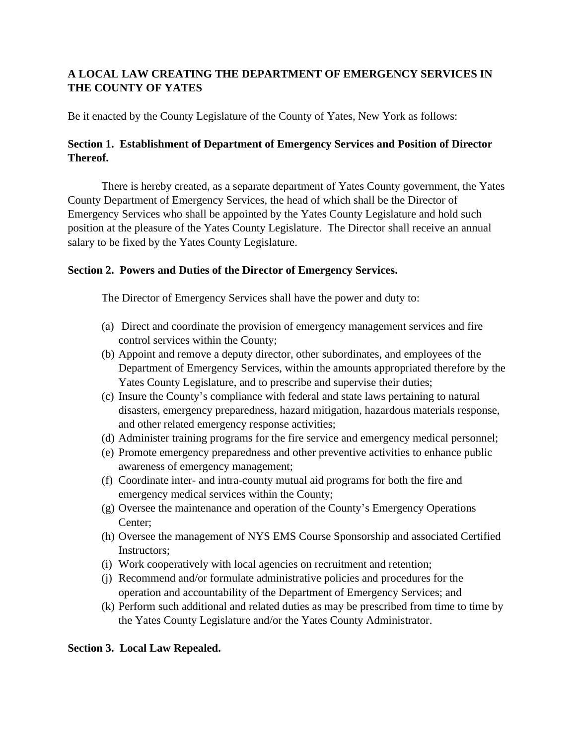**A LOCAL LAW CREATING THE DEPARTMENT OF EMERGENCY SERVICES IN THE COUNTY OF YATES**

Be it enacted by the County Legislature of the County of Yates, New York as follows:

**Section 1. Establishment of Department of Emergency Services and Position of Director Thereof.**

There is hereby created, as a separate department of Yates County government, the Yates County Department of Emergency Services, the head of which shall be the Director of Emergency Services who shall be appointed by the Yates County Legislature and hold such position at the pleasure of the Yates County Legislature. The Director shall receive an annual salary to be fixed by the Yates County Legislature.

**Section 2. Powers and Duties of the Director of Emergency Services.**

The Director of Emergency Services shall have the power and duty to:

(a) Direct and coordinate the provision of emergency management services and fire control services within the County;

(b) Appoint and remove a deputy director, other subordinates, and employees of the Department of Emergency Services, within the amounts appropriated therefore by the Yates County Legislature, and to prescribe and supervise their duties;

(c) Insure the County's compliance with federal and state laws pertaining to natural disasters, emergency preparedness, hazard mitigation, hazardous materials response, and other related emergency response activities;

(d) Administer training programs for the fire service and emergency medical personnel;

(e) Promote emergency preparedness and other preventive activities to enhance public awareness of emergency management;

(f) Coordinate inter- and intra-county mutual aid programs for both the fire and emergency medical services within the County;

(g) Oversee the maintenance and operation of the County's Emergency Operations Center;

(h) Oversee the management of NYS EMS Course Sponsorship and associated Certified Instructors;

(i) Work cooperatively with local agencies on recruitment and retention;

(j) Recommend and/or formulate administrative policies and procedures for the operation and accountability of the Department of Emergency Services; and

(k) Perform such additional and related duties as may be prescribed from time to time by the Yates County Legislature and/or the Yates County Administrator.

**Section 3. Local Law Repealed.**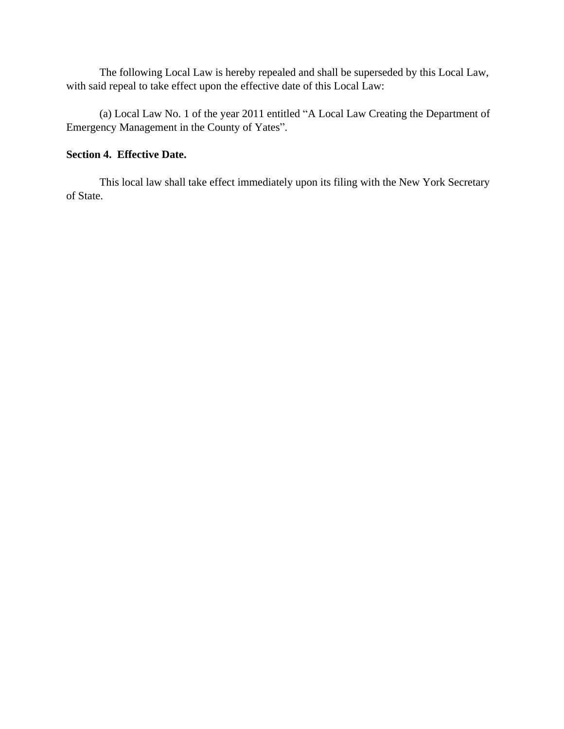The following Local Law is hereby repealed and shall be superseded by this Local Law, with said repeal to take effect upon the effective date of this Local Law:

(a) Local Law No. 1 of the year 2011 entitled "A Local Law Creating the Department of Emergency Management in the County of Yates".

**Section 4. Effective Date.**

This local law shall take effect immediately upon its filing with the New York Secretary of State.